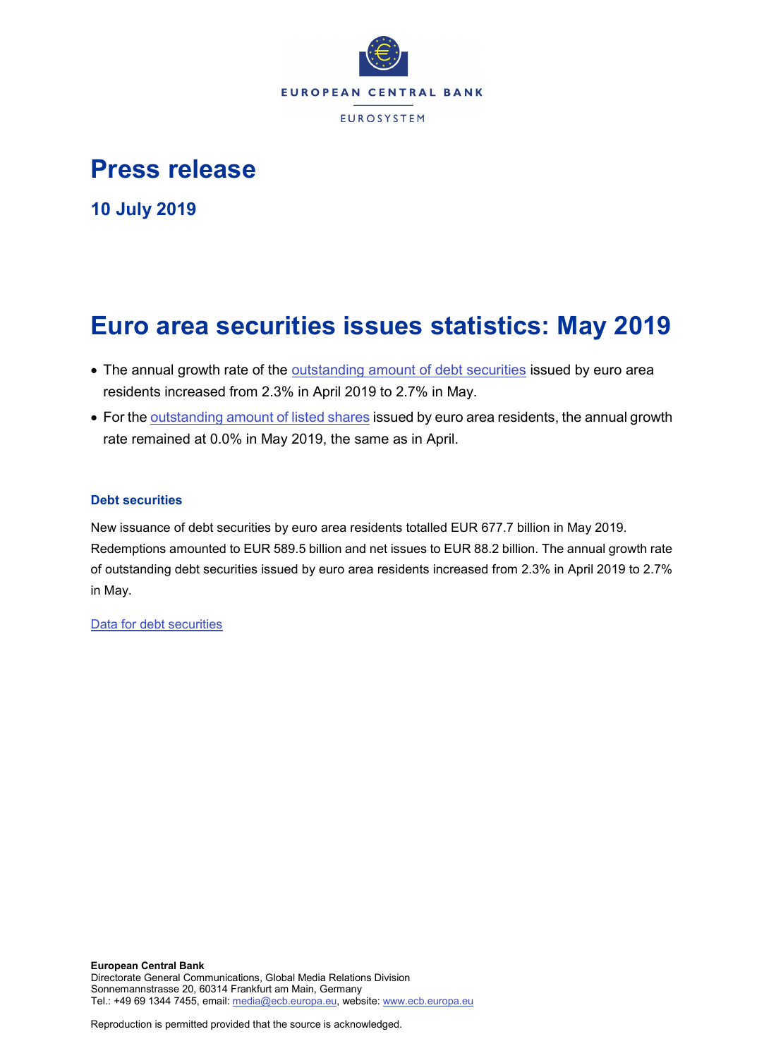EUROPEAN CENTRAL BANK

EUROSYSTEM

# Press release

## 10 July 2019

# Euro area securities issues statistics: May 2019

- The annual growth rate of the outstanding amount of debt securities issued by euro area residents increased from 2.3% in April 2019 to 2.7% in May.
- For the outstanding amount of listed shares issued by euro area residents, the annual growth rate remained at 0.0% in May 2019, the same as in April.

### Debt securities

New issuance of debt securities by euro area residents totalled EUR 677.7 billion in May 2019. Redemptions amounted to EUR 589.5 billion and net issues to EUR 88.2 billion. The annual growth rate of outstanding debt securities issued by euro area residents increased from 2.3% in April 2019 to 2.7% in May.

Data for debt securities

**European Central Bank**
Directorate General Communications, Global Media Relations Division
Sonnemannstrasse 20, 60314 Frankfurt am Main, Germany
Tel.: +49 69 1344 7455, email: media@ecb.europa.eu, website: www.ecb.europa.eu

Reproduction is permitted provided that the source is acknowledged.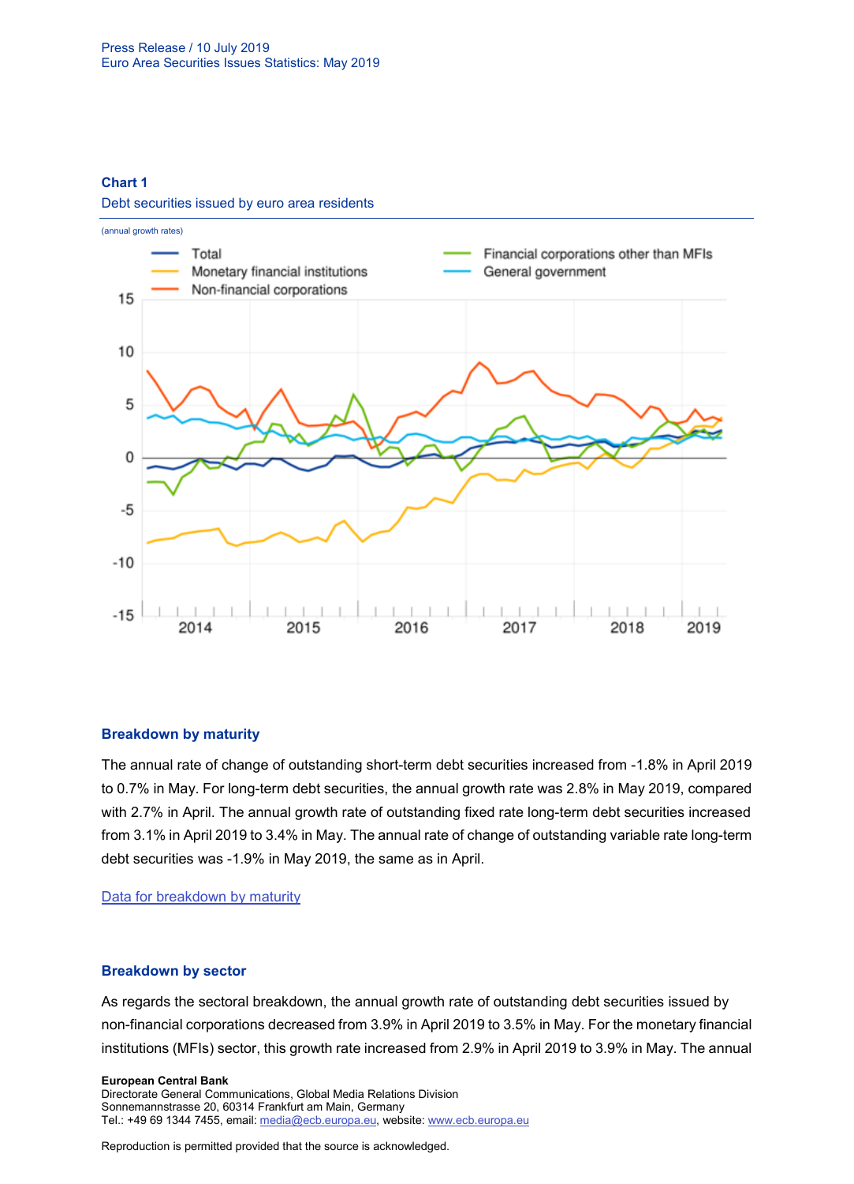**Chart 1**

Debt securities issued by euro area residents

(annual growth rates)

## Breakdown by maturity

The annual rate of change of outstanding short-term debt securities increased from -1.8% in April 2019 to 0.7% in May. For long-term debt securities, the annual growth rate was 2.8% in May 2019, compared with 2.7% in April. The annual growth rate of outstanding fixed rate long-term debt securities increased from 3.1% in April 2019 to 3.4% in May. The annual rate of change of outstanding variable rate long-term debt securities was -1.9% in May 2019, the same as in April.

[Data for breakdown by maturity]

## Breakdown by sector

As regards the sectoral breakdown, the annual growth rate of outstanding debt securities issued by non-financial corporations decreased from 3.9% in April 2019 to 3.5% in May. For the monetary financial institutions (MFIs) sector, this growth rate increased from 2.9% in April 2019 to 3.9% in May. The annual

**European Central Bank**
Directorate General Communications, Global Media Relations Division
Sonnemannstrasse 20, 60314 Frankfurt am Main, Germany
Tel.: +49 69 1344 7455, email: media@ecb.europa.eu, website: www.ecb.europa.eu

Reproduction is permitted provided that the source is acknowledged.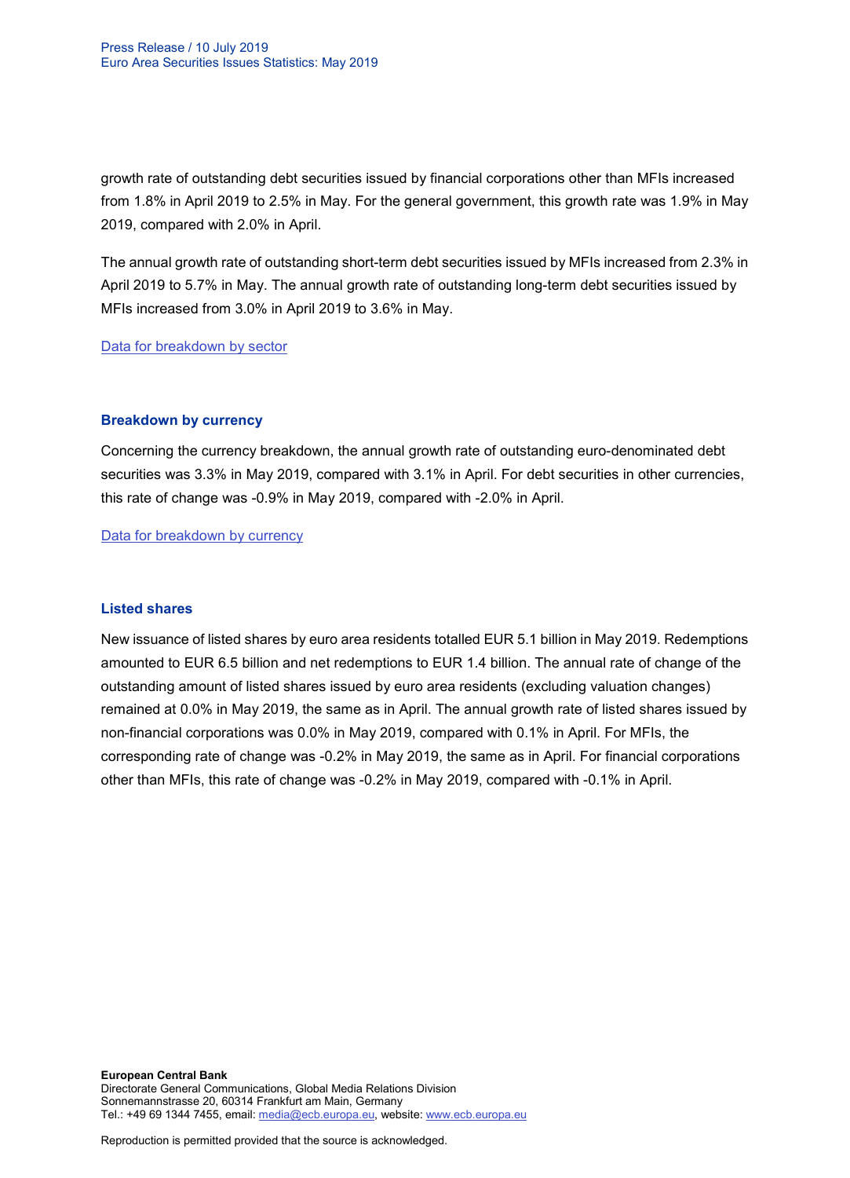growth rate of outstanding debt securities issued by financial corporations other than MFIs increased from 1.8% in April 2019 to 2.5% in May. For the general government, this growth rate was 1.9% in May 2019, compared with 2.0% in April.

The annual growth rate of outstanding short-term debt securities issued by MFIs increased from 2.3% in April 2019 to 5.7% in May. The annual growth rate of outstanding long-term debt securities issued by MFIs increased from 3.0% in April 2019 to 3.6% in May.

Data for breakdown by sector

### Breakdown by currency

Concerning the currency breakdown, the annual growth rate of outstanding euro-denominated debt securities was 3.3% in May 2019, compared with 3.1% in April. For debt securities in other currencies, this rate of change was -0.9% in May 2019, compared with -2.0% in April.

Data for breakdown by currency

### Listed shares

New issuance of listed shares by euro area residents totalled EUR 5.1 billion in May 2019. Redemptions amounted to EUR 6.5 billion and net redemptions to EUR 1.4 billion. The annual rate of change of the outstanding amount of listed shares issued by euro area residents (excluding valuation changes) remained at 0.0% in May 2019, the same as in April. The annual growth rate of listed shares issued by non-financial corporations was 0.0% in May 2019, compared with 0.1% in April. For MFIs, the corresponding rate of change was -0.2% in May 2019, the same as in April. For financial corporations other than MFIs, this rate of change was -0.2% in May 2019, compared with -0.1% in April.

**European Central Bank**
Directorate General Communications, Global Media Relations Division
Sonnemannstrasse 20, 60314 Frankfurt am Main, Germany
Tel.: +49 69 1344 7455, email: media@ecb.europa.eu, website: www.ecb.europa.eu

Reproduction is permitted provided that the source is acknowledged.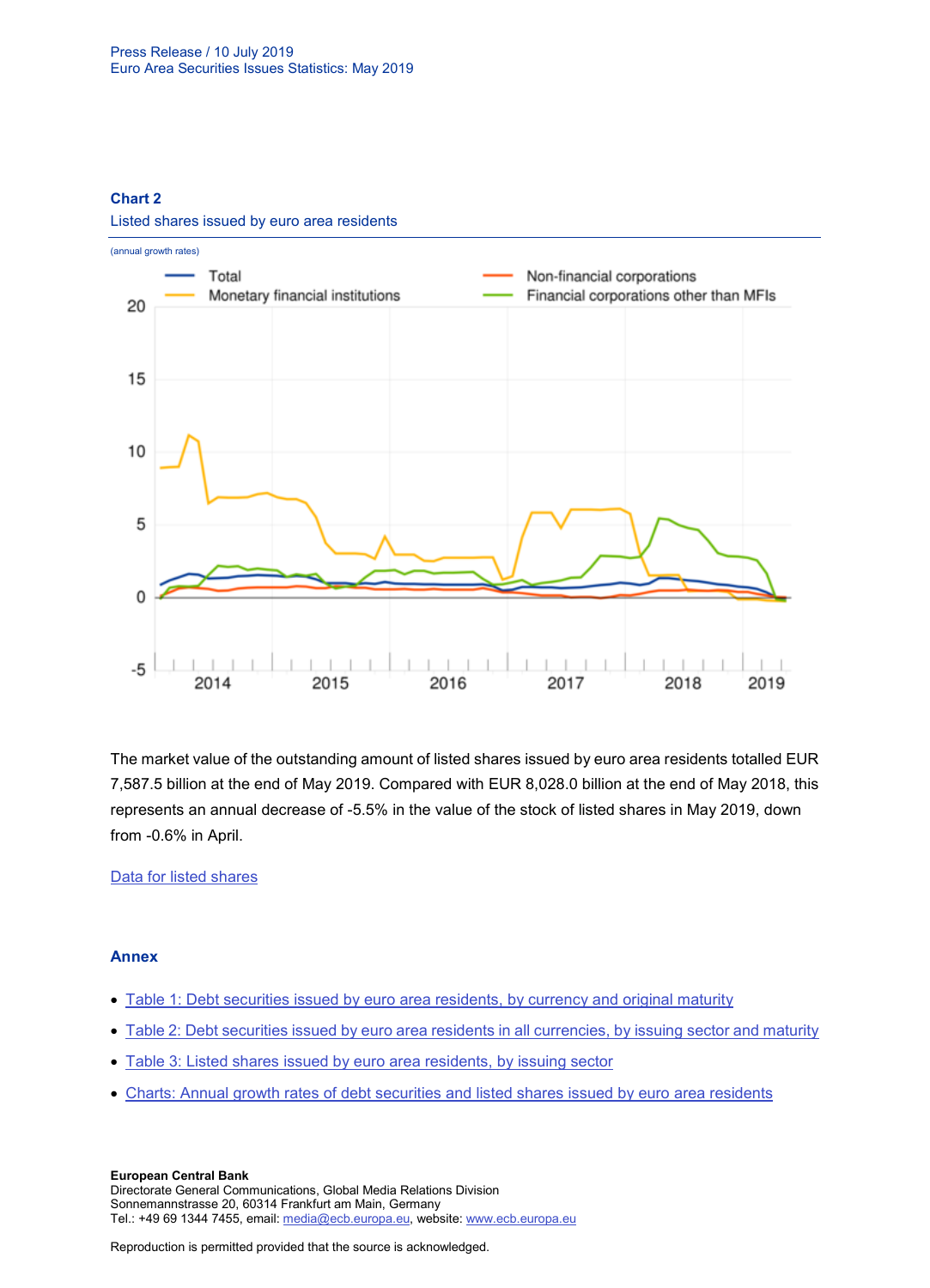**Chart 2**

Listed shares issued by euro area residents

(annual growth rates)

The market value of the outstanding amount of listed shares issued by euro area residents totalled EUR 7,587.5 billion at the end of May 2019. Compared with EUR 8,028.0 billion at the end of May 2018, this represents an annual decrease of -5.5% in the value of the stock of listed shares in May 2019, down from -0.6% in April.

[Data for listed shares](#)

## Annex

- [Table 1: Debt securities issued by euro area residents, by currency and original maturity](#)
- [Table 2: Debt securities issued by euro area residents in all currencies, by issuing sector and maturity](#)
- [Table 3: Listed shares issued by euro area residents, by issuing sector](#)
- [Charts: Annual growth rates of debt securities and listed shares issued by euro area residents](#)

**European Central Bank**
Directorate General Communications, Global Media Relations Division
Sonnemannstrasse 20, 60314 Frankfurt am Main, Germany
Tel.: +49 69 1344 7455, email: media@ecb.europa.eu, website: www.ecb.europa.eu

Reproduction is permitted provided that the source is acknowledged.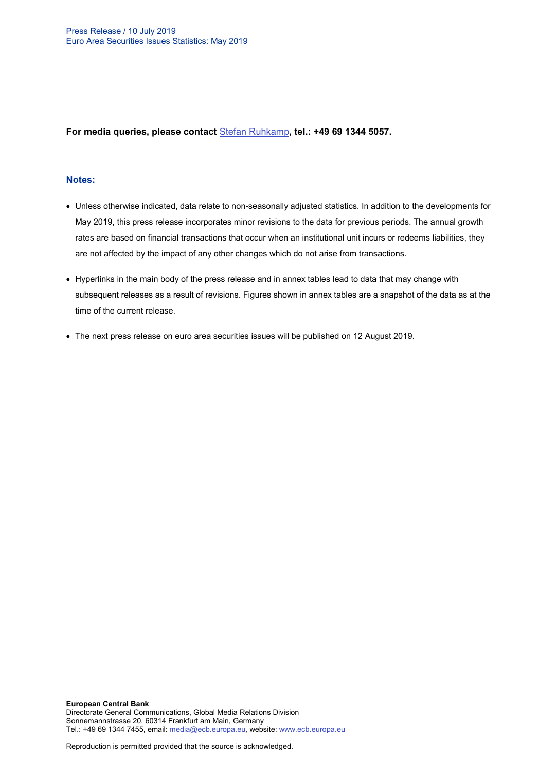**For media queries, please contact [Stefan Ruhkamp](), tel.: +49 69 1344 5057.**

### Notes:

- Unless otherwise indicated, data relate to non-seasonally adjusted statistics. In addition to the developments for May 2019, this press release incorporates minor revisions to the data for previous periods. The annual growth rates are based on financial transactions that occur when an institutional unit incurs or redeems liabilities, they are not affected by the impact of any other changes which do not arise from transactions.
- Hyperlinks in the main body of the press release and in annex tables lead to data that may change with subsequent releases as a result of revisions. Figures shown in annex tables are a snapshot of the data as at the time of the current release.
- The next press release on euro area securities issues will be published on 12 August 2019.

**European Central Bank**
Directorate General Communications, Global Media Relations Division
Sonnemannstrasse 20, 60314 Frankfurt am Main, Germany
Tel.: +49 69 1344 7455, email: media@ecb.europa.eu, website: www.ecb.europa.eu

Reproduction is permitted provided that the source is acknowledged.